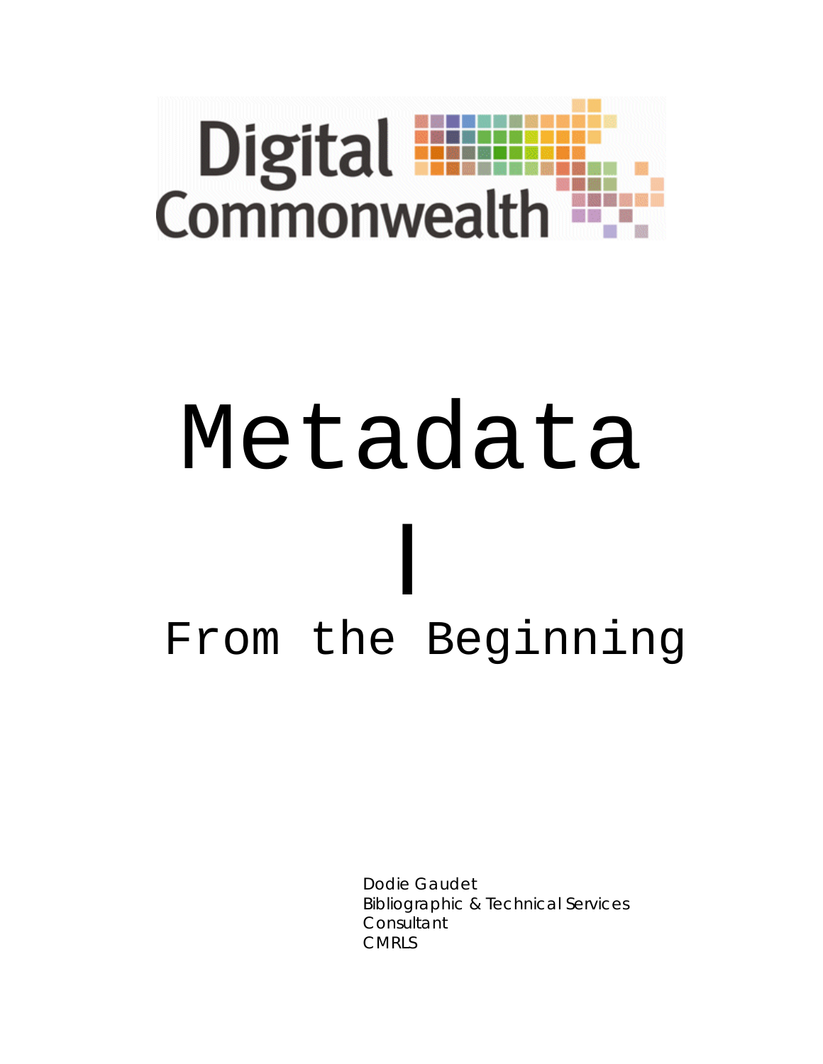Digital Commonwealth

# Metadata

# I

## From the Beginning

Dodie Gaudet
Bibliographic & Technical Services Consultant
CMRLS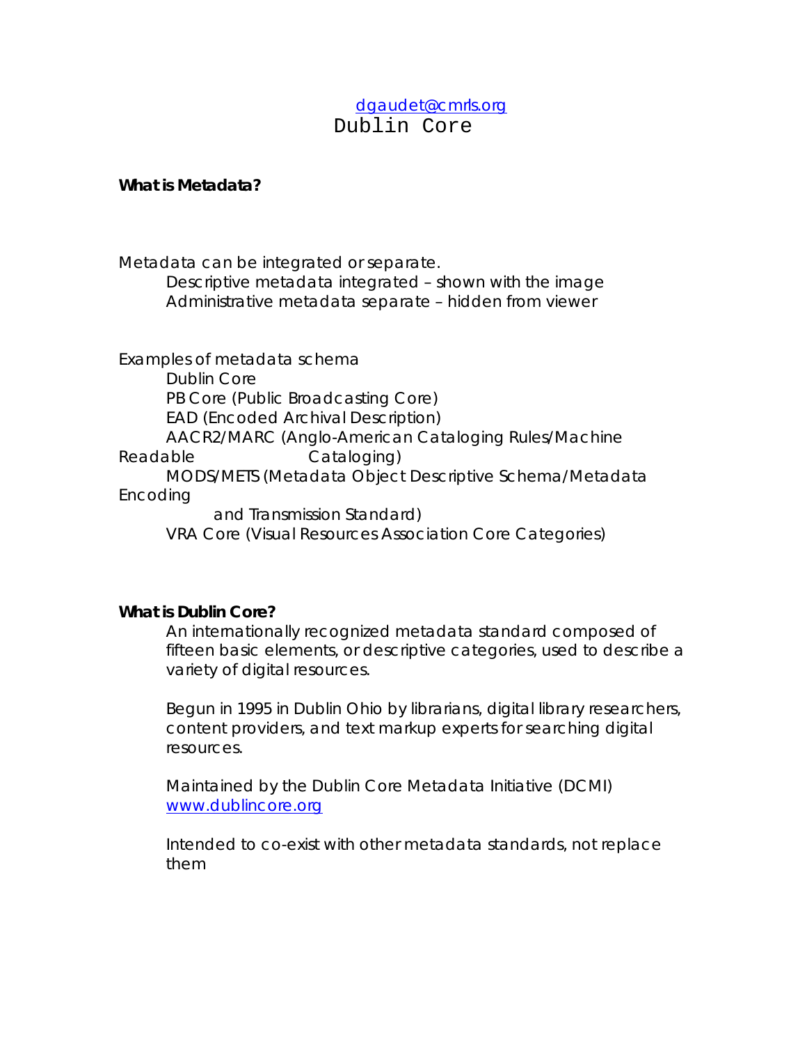dgaudet@cmrls.org

# Dublin Core

**What is Metadata?**

Metadata can be integrated or separate.

- Descriptive metadata integrated – shown with the image
- Administrative metadata separate – hidden from viewer

Examples of metadata schema

- Dublin Core
- PB Core (Public Broadcasting Core)
- EAD (Encoded Archival Description)
- AACR2/MARC (Anglo-American Cataloging Rules/Machine Readable Cataloging)
- MODS/METS (Metadata Object Descriptive Schema/Metadata Encoding and Transmission Standard)
- VRA Core (Visual Resources Association Core Categories)

**What is Dublin Core?**

An internationally recognized metadata standard composed of fifteen basic elements, or descriptive categories, used to describe a variety of digital resources.

Begun in 1995 in Dublin Ohio by librarians, digital library researchers, content providers, and text markup experts for searching digital resources.

Maintained by the Dublin Core Metadata Initiative (DCMI) www.dublincore.org

Intended to co-exist with other metadata standards, not replace them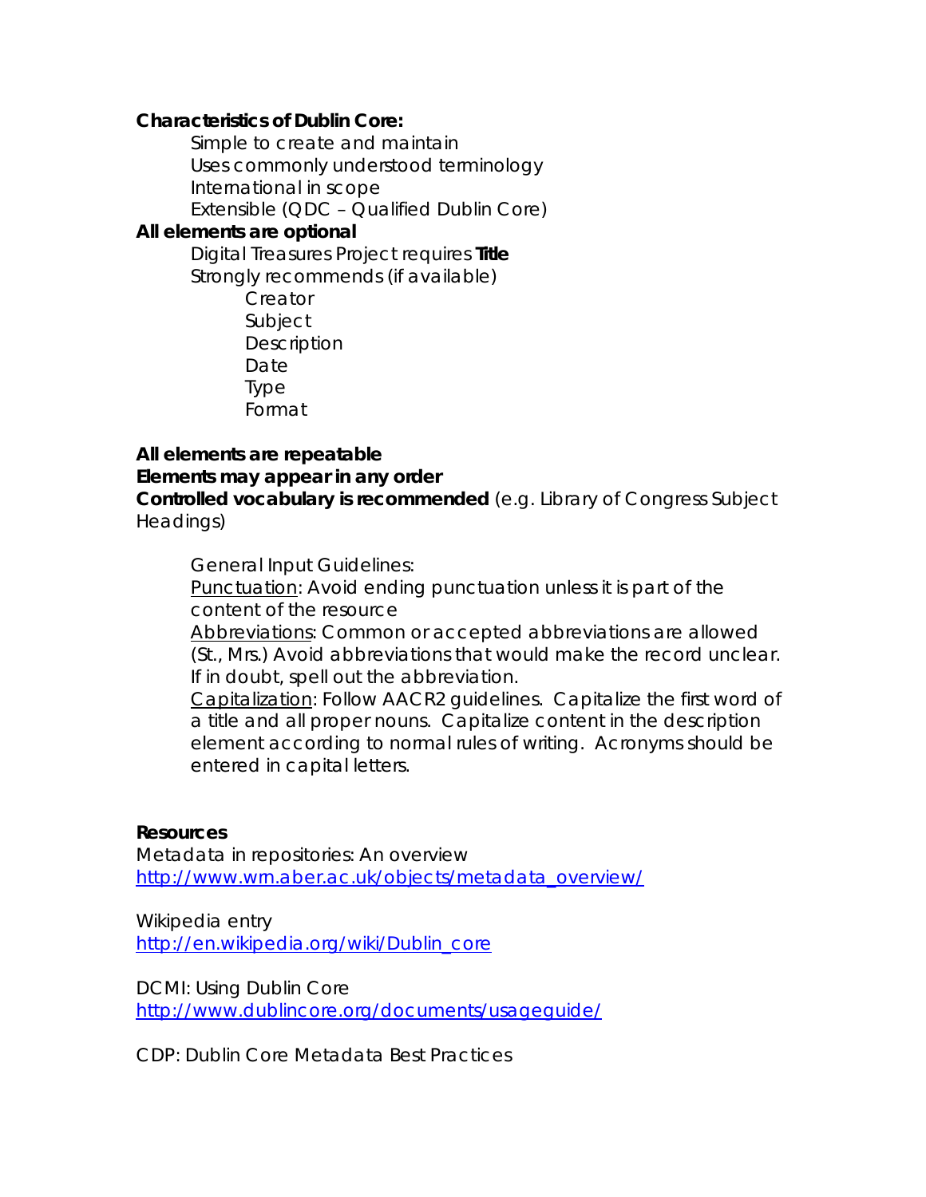**Characteristics of Dublin Core:**

- Simple to create and maintain
- Uses commonly understood terminology
- International in scope
- Extensible (QDC – Qualified Dublin Core)

**All elements are optional**

- Digital Treasures Project requires **Title**
- Strongly recommends (if available)
  - Creator
  - Subject
  - Description
  - Date
  - Type
  - Format

**All elements are repeatable**

**Elements may appear in any order**

**Controlled vocabulary is recommended** (e.g. Library of Congress Subject Headings)

General Input Guidelines:

Punctuation: Avoid ending punctuation unless it is part of the content of the resource

Abbreviations: Common or accepted abbreviations are allowed (St., Mrs.) Avoid abbreviations that would make the record unclear. If in doubt, spell out the abbreviation.

Capitalization: Follow AACR2 guidelines. Capitalize the first word of a title and all proper nouns. Capitalize content in the description element according to normal rules of writing. Acronyms should be entered in capital letters.

**Resources**

Metadata in repositories: An overview
[http://www.wrn.aber.ac.uk/objects/metadata_overview/](http://www.wrn.aber.ac.uk/objects/metadata_overview/)

Wikipedia entry
[http://en.wikipedia.org/wiki/Dublin_core](http://en.wikipedia.org/wiki/Dublin_core)

DCMI: Using Dublin Core
[http://www.dublincore.org/documents/usageguide/](http://www.dublincore.org/documents/usageguide/)

CDP: Dublin Core Metadata Best Practices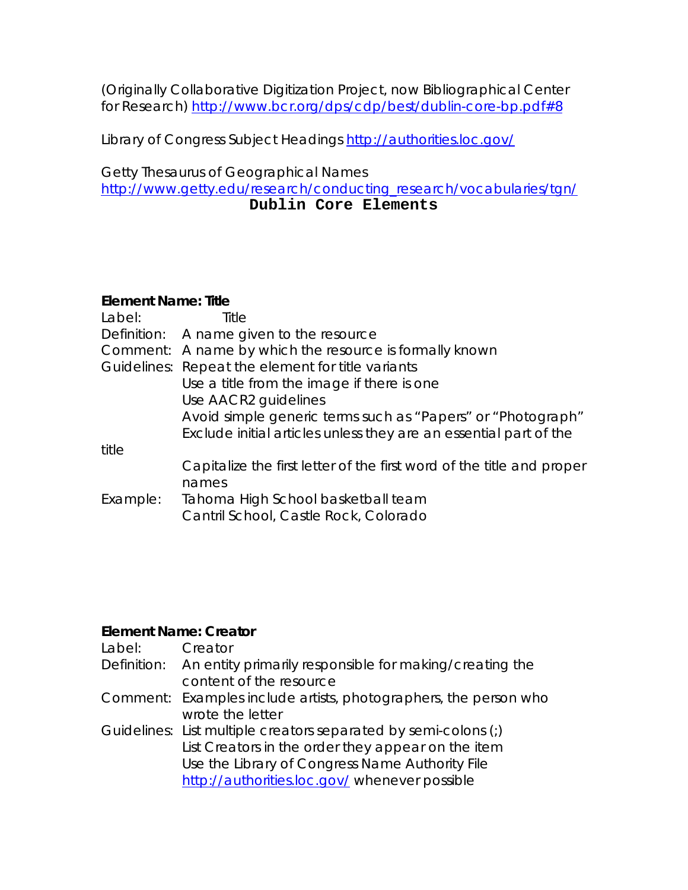(Originally Collaborative Digitization Project, now Bibliographical Center for Research) http://www.bcr.org/dps/cdp/best/dublin-core-bp.pdf#8

Library of Congress Subject Headings http://authorities.loc.gov/

Getty Thesaurus of Geographical Names
http://www.getty.edu/research/conducting_research/vocabularies/tgn/

## Dublin Core Elements

**Element Name: Title**

Label: Title
Definition: A name given to the resource
Comment: A name by which the resource is formally known
Guidelines: Repeat the element for title variants
Use a title from the image if there is one
Use AACR2 guidelines
Avoid simple generic terms such as "Papers" or "Photograph"
Exclude initial articles unless they are an essential part of the title
Capitalize the first letter of the first word of the title and proper names
Example: Tahoma High School basketball team
Cantril School, Castle Rock, Colorado

**Element Name: Creator**

Label: Creator
Definition: An entity primarily responsible for making/creating the content of the resource
Comment: Examples include artists, photographers, the person who wrote the letter
Guidelines: List multiple creators separated by semi-colons (;)
List Creators in the order they appear on the item
Use the Library of Congress Name Authority File http://authorities.loc.gov/ whenever possible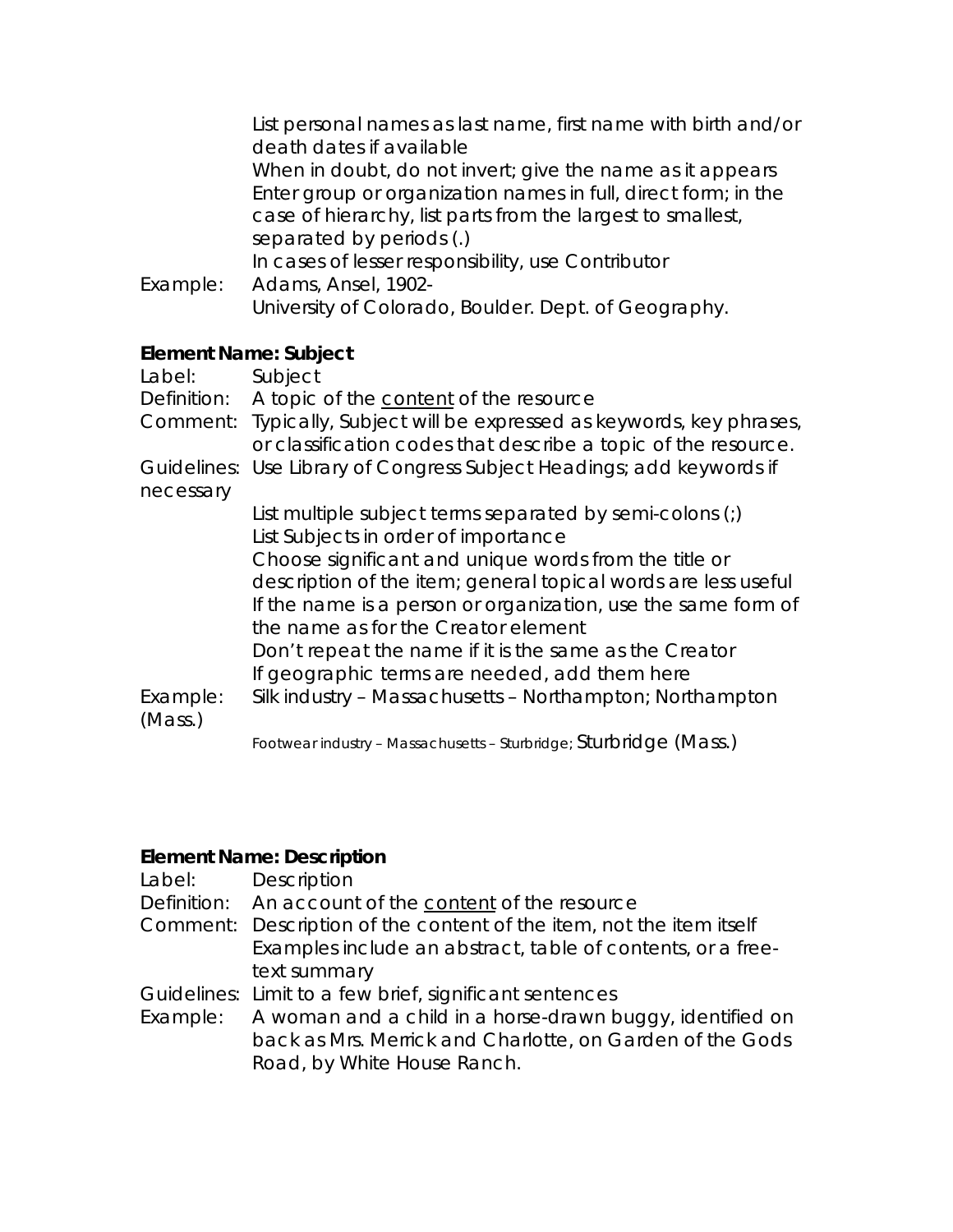List personal names as last name, first name with birth and/or death dates if available
When in doubt, do not invert; give the name as it appears
Enter group or organization names in full, direct form; in the case of hierarchy, list parts from the largest to smallest, separated by periods (.)
In cases of lesser responsibility, use Contributor

Example: Adams, Ansel, 1902-
University of Colorado, Boulder. Dept. of Geography.

**Element Name: Subject**

Label: Subject

Definition: A topic of the content of the resource

Comment: Typically, Subject will be expressed as keywords, key phrases, or classification codes that describe a topic of the resource.

Guidelines: Use Library of Congress Subject Headings; add keywords if necessary
List multiple subject terms separated by semi-colons (;)
List Subjects in order of importance
Choose significant and unique words from the title or description of the item; general topical words are less useful
If the name is a person or organization, use the same form of the name as for the Creator element
Don't repeat the name if it is the same as the Creator
If geographic terms are needed, add them here

Example: Silk industry – Massachusetts – Northampton; Northampton (Mass.)
Footwear industry – Massachusetts – Sturbridge; Sturbridge (Mass.)

**Element Name: Description**

Label: Description

Definition: An account of the content of the resource

Comment: Description of the content of the item, not the item itself
Examples include an abstract, table of contents, or a free-text summary

Guidelines: Limit to a few brief, significant sentences

Example: A woman and a child in a horse-drawn buggy, identified on back as Mrs. Merrick and Charlotte, on Garden of the Gods Road, by White House Ranch.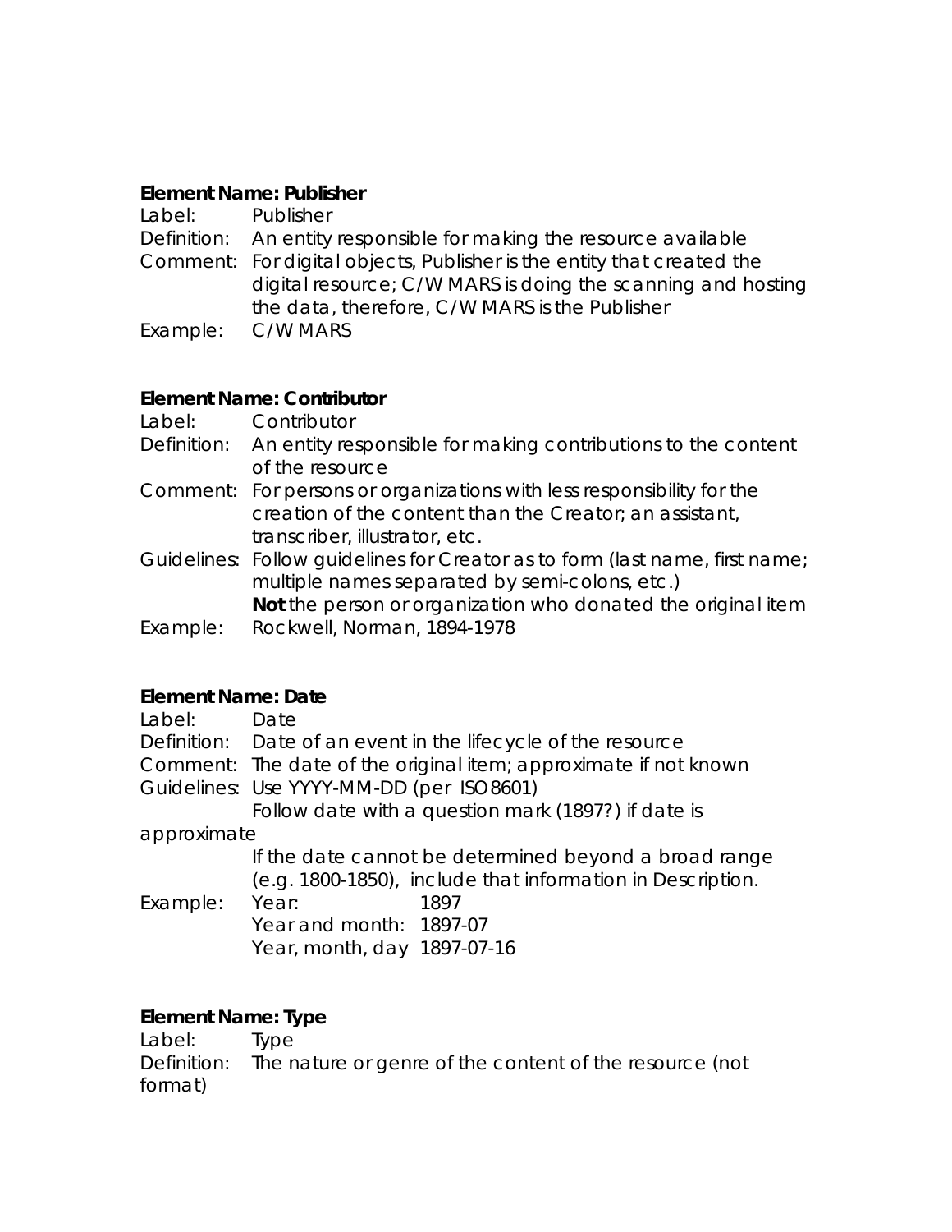**Element Name: Publisher**

Label: Publisher

Definition: An entity responsible for making the resource available

Comment: For digital objects, Publisher is the entity that created the digital resource; C/W MARS is doing the scanning and hosting the data, therefore, C/W MARS is the Publisher

Example: C/W MARS

**Element Name: Contributor**

Label: Contributor

Definition: An entity responsible for making contributions to the content of the resource

Comment: For persons or organizations with less responsibility for the creation of the content than the Creator; an assistant, transcriber, illustrator, etc.

Guidelines: Follow guidelines for Creator as to form (last name, first name; multiple names separated by semi-colons, etc.)
**Not** the person or organization who donated the original item

Example: Rockwell, Norman, 1894-1978

**Element Name: Date**

Label: Date

Definition: Date of an event in the lifecycle of the resource

Comment: The date of the original item; approximate if not known

Guidelines: Use YYYY-MM-DD (per ISO 8601)
Follow date with a question mark (1897?) if date is approximate
If the date cannot be determined beyond a broad range (e.g. 1800-1850), include that information in Description.

Example:
Year: 1897
Year and month: 1897-07
Year, month, day 1897-07-16

**Element Name: Type**

Label: Type

Definition: The nature or genre of the content of the resource (not format)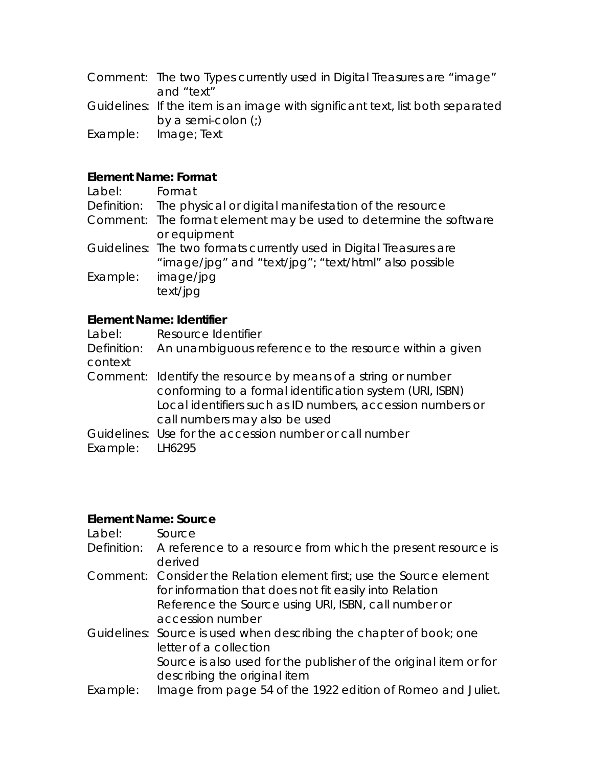Comment: The two Types currently used in Digital Treasures are "image" and "text"

Guidelines: If the item is an image with significant text, list both separated by a semi-colon (;)

Example: Image; Text

**Element Name: Format**

Label: Format

Definition: The physical or digital manifestation of the resource

Comment: The format element may be used to determine the software or equipment

Guidelines: The two formats currently used in Digital Treasures are "image/jpg" and "text/jpg"; "text/html" also possible

Example: image/jpg
text/jpg

**Element Name: Identifier**

Label: Resource Identifier

Definition: An unambiguous reference to the resource within a given context

Comment: Identify the resource by means of a string or number conforming to a formal identification system (URI, ISBN)
Local identifiers such as ID numbers, accession numbers or call numbers may also be used

Guidelines: Use for the accession number or call number

Example: LH6295

**Element Name: Source**

Label: Source

Definition: A reference to a resource from which the present resource is derived

Comment: Consider the Relation element first; use the Source element for information that does not fit easily into Relation
Reference the Source using URI, ISBN, call number or accession number

Guidelines: Source is used when describing the chapter of book; one letter of a collection
Source is also used for the publisher of the original item or for describing the original item

Example: Image from page 54 of the 1922 edition of Romeo and Juliet.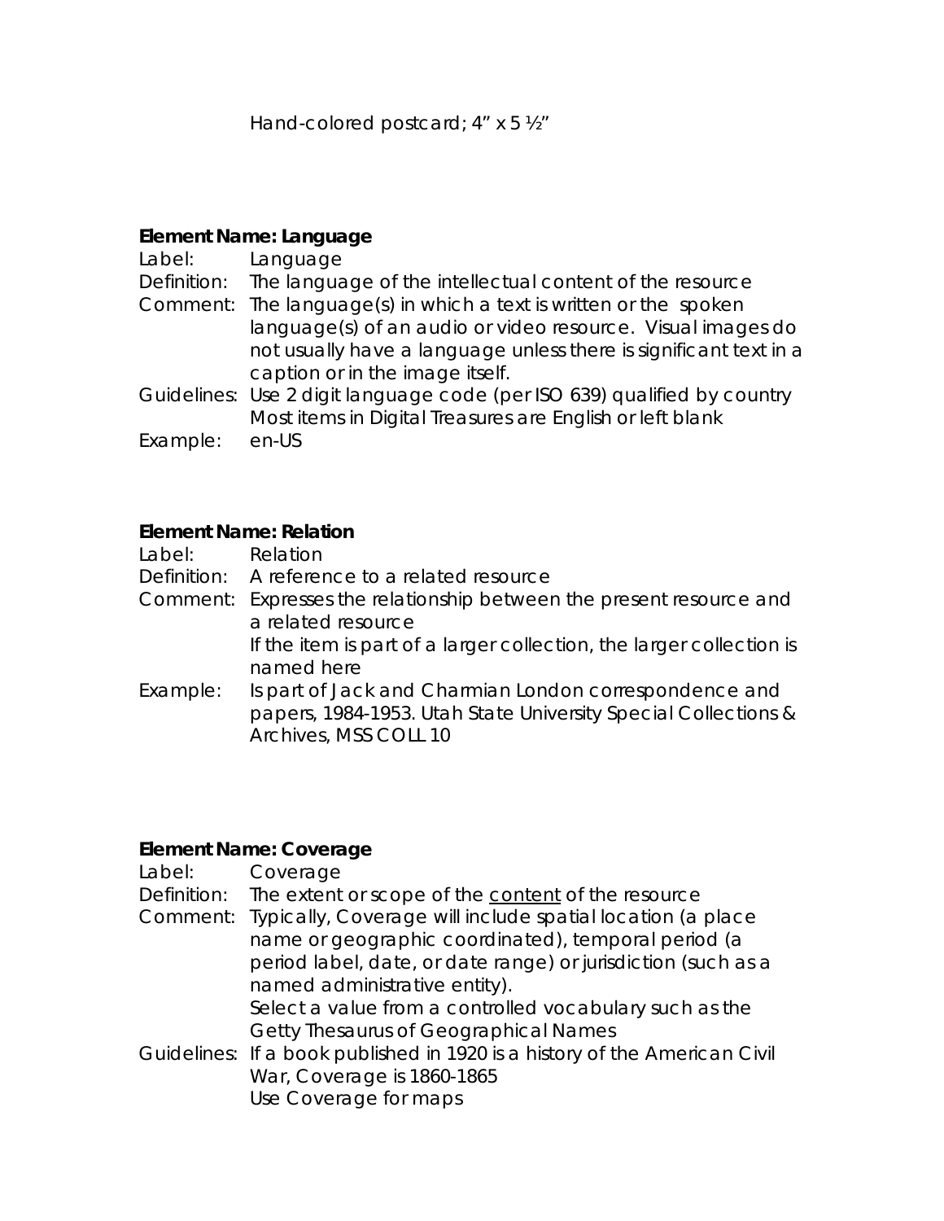Hand-colored postcard; 4" x 5 ½"

**Element Name: Language**

| | |
|---|---|
| Label: | Language |
| Definition: | The language of the intellectual content of the resource |
| Comment: | The language(s) in which a text is written or the spoken language(s) of an audio or video resource. Visual images do not usually have a language unless there is significant text in a caption or in the image itself. |
| Guidelines: | Use 2 digit language code (per ISO 639) qualified by country<br>Most items in Digital Treasures are English or left blank |
| Example: | en-US |

**Element Name: Relation**

| | |
|---|---|
| Label: | Relation |
| Definition: | A reference to a related resource |
| Comment: | Expresses the relationship between the present resource and a related resource<br>If the item is part of a larger collection, the larger collection is named here |
| Example: | Is part of Jack and Charmian London correspondence and papers, 1984-1953. Utah State University Special Collections & Archives, MSS COLL 10 |

**Element Name: Coverage**

| | |
|---|---|
| Label: | Coverage |
| Definition: | The extent or scope of the <u>content</u> of the resource |
| Comment: | Typically, Coverage will include spatial location (a place name or geographic coordinated), temporal period (a period label, date, or date range) or jurisdiction (such as a named administrative entity).<br>Select a value from a controlled vocabulary such as the Getty Thesaurus of Geographical Names |
| Guidelines: | If a book published in 1920 is a history of the American Civil War, Coverage is 1860-1865<br>Use Coverage for maps |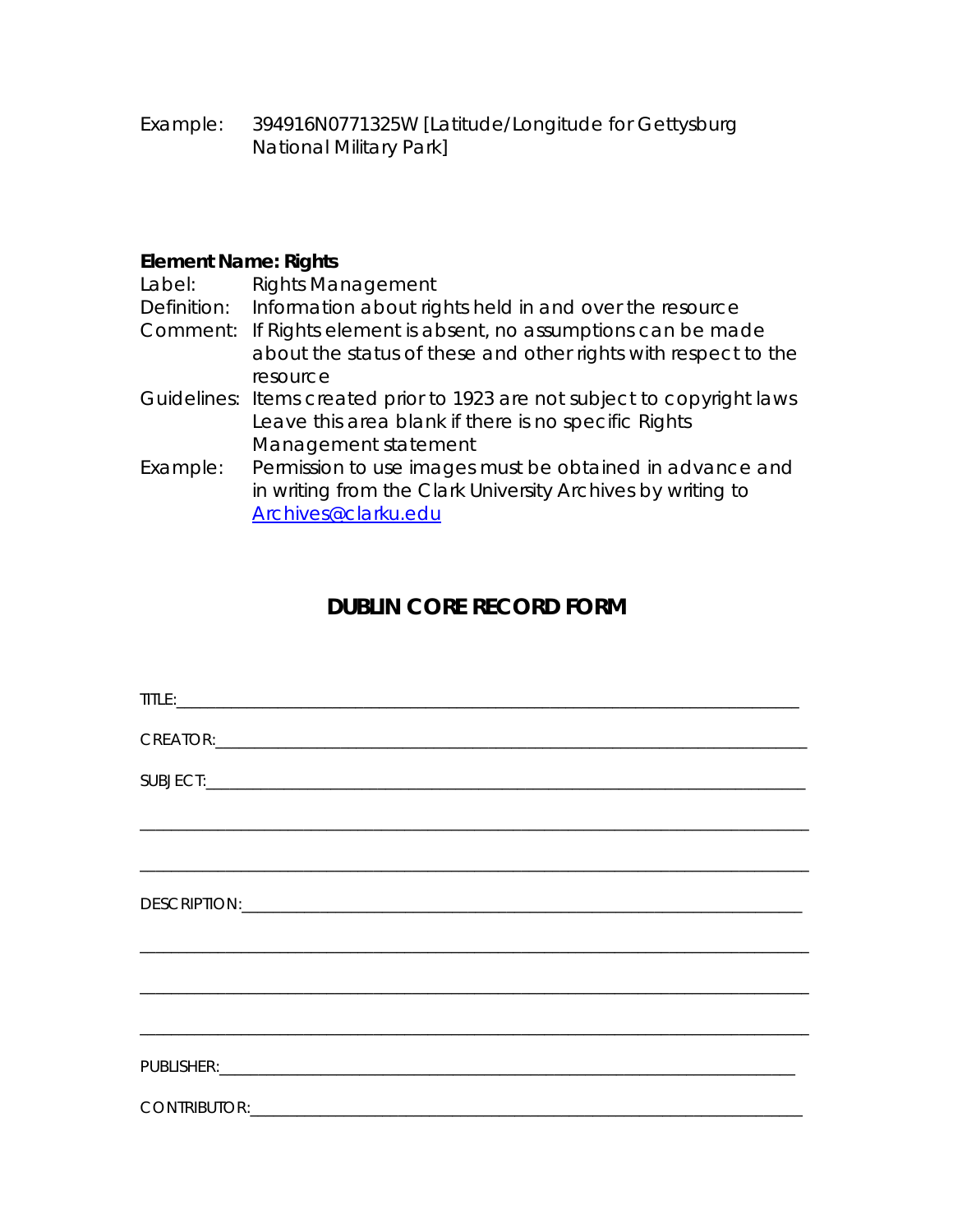Example: 394916N0771325W [Latitude/Longitude for Gettysburg National Military Park]

**Element Name: Rights**

Label: Rights Management

Definition: Information about rights held in and over the resource

Comment: If Rights element is absent, no assumptions can be made about the status of these and other rights with respect to the resource

Guidelines: Items created prior to 1923 are not subject to copyright laws Leave this area blank if there is no specific Rights Management statement

Example: Permission to use images must be obtained in advance and in writing from the Clark University Archives by writing to [Archives@clarku.edu](mailto:Archives@clarku.edu)

## DUBLIN CORE RECORD FORM

TITLE:______________________________________________________________________

CREATOR:____________________________________________________________________

SUBJECT:____________________________________________________________________

____________________________________________________________________________

____________________________________________________________________________

DESCRIPTION:________________________________________________________________

____________________________________________________________________________

____________________________________________________________________________

____________________________________________________________________________

PUBLISHER:__________________________________________________________________

CONTRIBUTOR:________________________________________________________________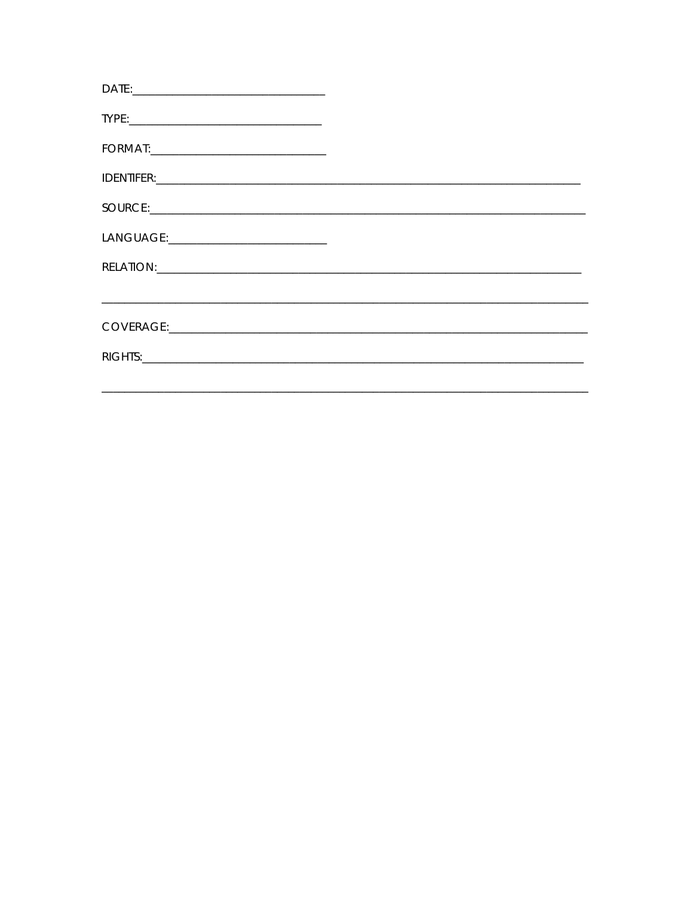DATE:_________________________________

TYPE:_________________________________

FORMAT:______________________________

IDENTIFER:________________________________________________________________________

SOURCE:__________________________________________________________________________

LANGUAGE:___________________________

RELATION:_________________________________________________________________________

__________________________________________________________________________________

COVERAGE:________________________________________________________________________

RIGHTS:__________________________________________________________________________

__________________________________________________________________________________